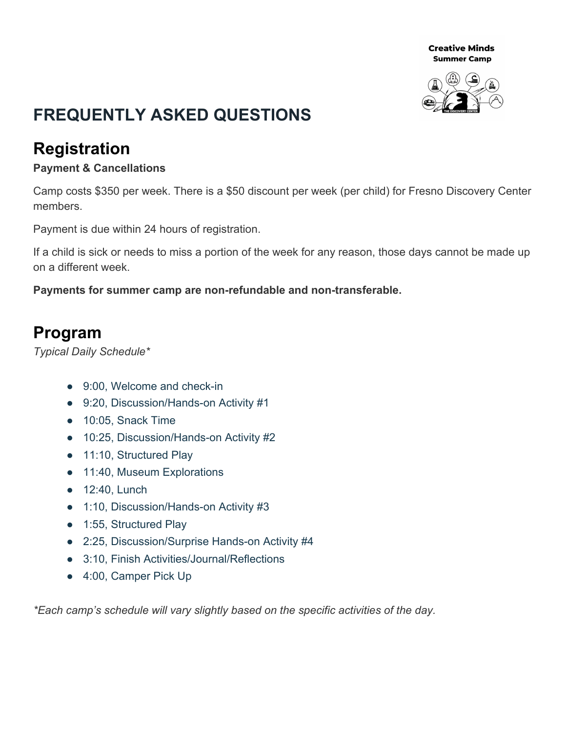Creative Minds Summer Camp

# FREQUENTLY ASKED QUESTIONS

## Registration

**Payment & Cancellations**

Camp costs $350 per week. There is a $50 discount per week (per child) for Fresno Discovery Center members.

Payment is due within 24 hours of registration.

If a child is sick or needs to miss a portion of the week for any reason, those days cannot be made up on a different week.

**Payments for summer camp are non-refundable and non-transferable.**

## Program

*Typical Daily Schedule**

- 9:00, Welcome and check-in
- 9:20, Discussion/Hands-on Activity #1
- 10:05, Snack Time
- 10:25, Discussion/Hands-on Activity #2
- 11:10, Structured Play
- 11:40, Museum Explorations
- 12:40, Lunch
- 1:10, Discussion/Hands-on Activity #3
- 1:55, Structured Play
- 2:25, Discussion/Surprise Hands-on Activity #4
- 3:10, Finish Activities/Journal/Reflections
- 4:00, Camper Pick Up

**Each camp's schedule will vary slightly based on the specific activities of the day.*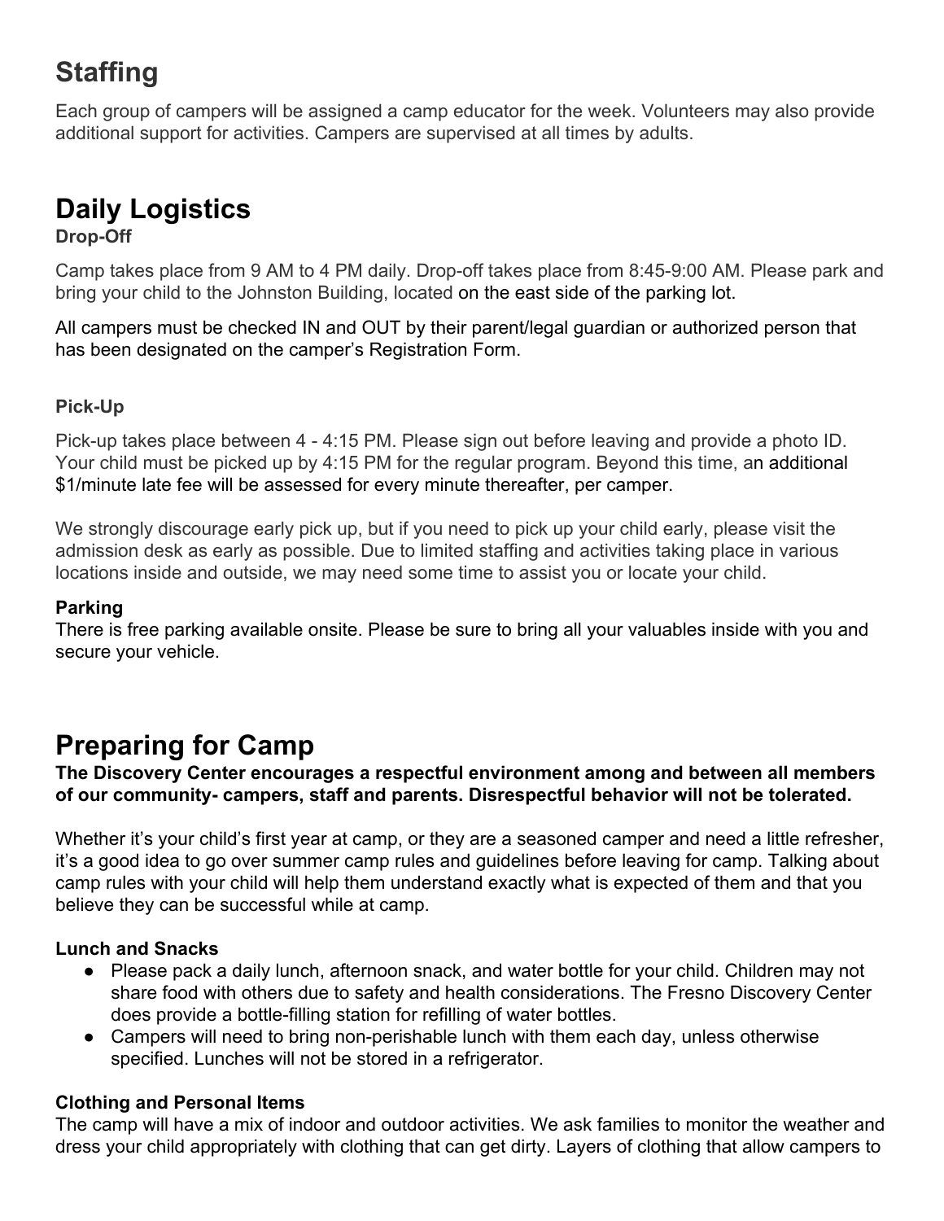## Staffing

Each group of campers will be assigned a camp educator for the week. Volunteers may also provide additional support for activities. Campers are supervised at all times by adults.

## Daily Logistics

### Drop-Off

Camp takes place from 9 AM to 4 PM daily. Drop-off takes place from 8:45-9:00 AM. Please park and bring your child to the Johnston Building, located on the east side of the parking lot.

All campers must be checked IN and OUT by their parent/legal guardian or authorized person that has been designated on the camper's Registration Form.

### Pick-Up

Pick-up takes place between 4 - 4:15 PM. Please sign out before leaving and provide a photo ID. Your child must be picked up by 4:15 PM for the regular program. Beyond this time, an additional $1/minute late fee will be assessed for every minute thereafter, per camper.

We strongly discourage early pick up, but if you need to pick up your child early, please visit the admission desk as early as possible. Due to limited staffing and activities taking place in various locations inside and outside, we may need some time to assist you or locate your child.

### Parking

There is free parking available onsite. Please be sure to bring all your valuables inside with you and secure your vehicle.

## Preparing for Camp

**The Discovery Center encourages a respectful environment among and between all members of our community- campers, staff and parents. Disrespectful behavior will not be tolerated.**

Whether it's your child's first year at camp, or they are a seasoned camper and need a little refresher, it's a good idea to go over summer camp rules and guidelines before leaving for camp. Talking about camp rules with your child will help them understand exactly what is expected of them and that you believe they can be successful while at camp.

### Lunch and Snacks

- Please pack a daily lunch, afternoon snack, and water bottle for your child. Children may not share food with others due to safety and health considerations. The Fresno Discovery Center does provide a bottle-filling station for refilling of water bottles.
- Campers will need to bring non-perishable lunch with them each day, unless otherwise specified. Lunches will not be stored in a refrigerator.

### Clothing and Personal Items

The camp will have a mix of indoor and outdoor activities. We ask families to monitor the weather and dress your child appropriately with clothing that can get dirty. Layers of clothing that allow campers to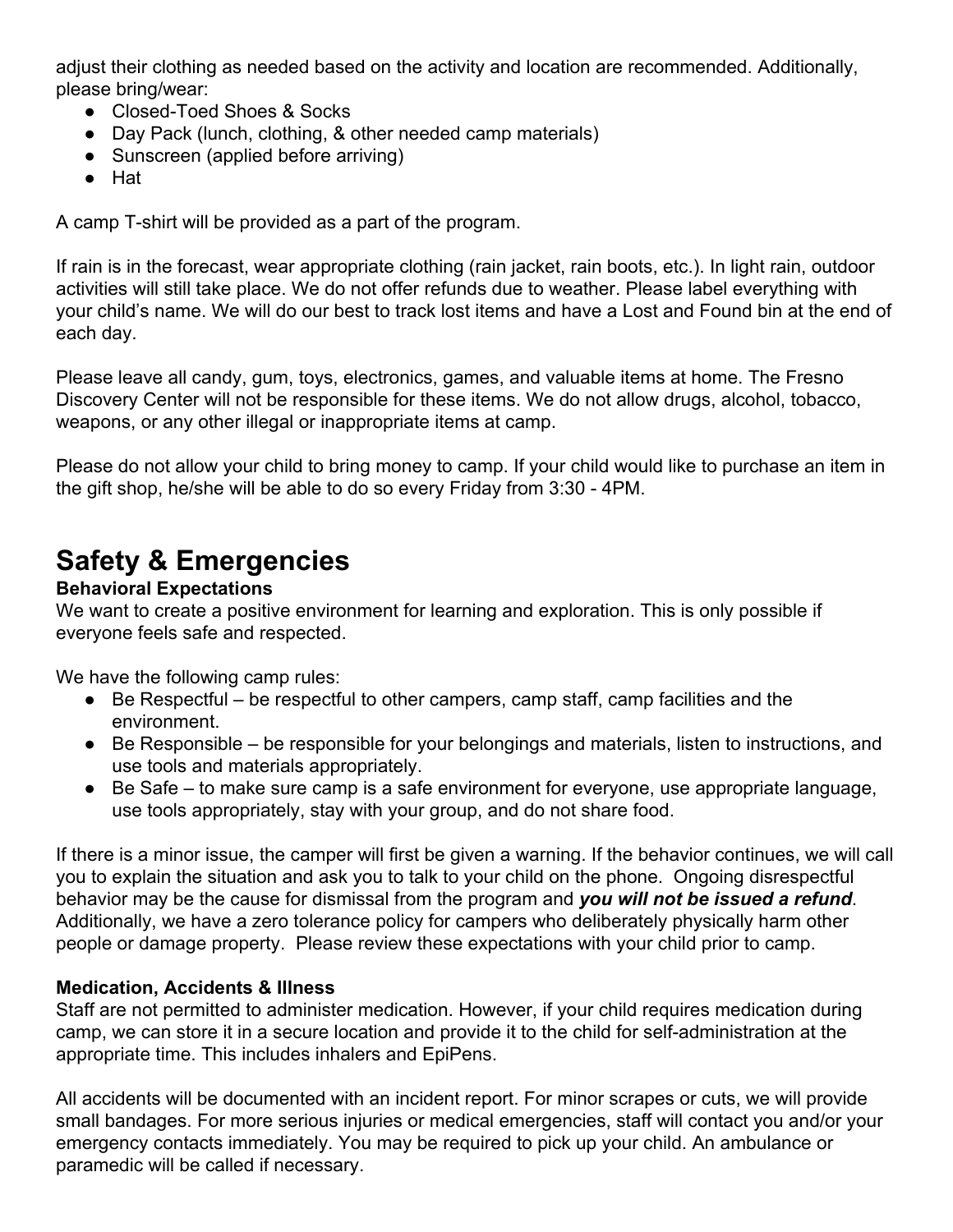adjust their clothing as needed based on the activity and location are recommended. Additionally, please bring/wear:

- Closed-Toed Shoes & Socks
- Day Pack (lunch, clothing, & other needed camp materials)
- Sunscreen (applied before arriving)
- Hat

A camp T-shirt will be provided as a part of the program.

If rain is in the forecast, wear appropriate clothing (rain jacket, rain boots, etc.). In light rain, outdoor activities will still take place. We do not offer refunds due to weather. Please label everything with your child's name. We will do our best to track lost items and have a Lost and Found bin at the end of each day.

Please leave all candy, gum, toys, electronics, games, and valuable items at home. The Fresno Discovery Center will not be responsible for these items. We do not allow drugs, alcohol, tobacco, weapons, or any other illegal or inappropriate items at camp.

Please do not allow your child to bring money to camp. If your child would like to purchase an item in the gift shop, he/she will be able to do so every Friday from 3:30 - 4PM.

# Safety & Emergencies

**Behavioral Expectations**

We want to create a positive environment for learning and exploration. This is only possible if everyone feels safe and respected.

We have the following camp rules:

- Be Respectful – be respectful to other campers, camp staff, camp facilities and the environment.
- Be Responsible – be responsible for your belongings and materials, listen to instructions, and use tools and materials appropriately.
- Be Safe – to make sure camp is a safe environment for everyone, use appropriate language, use tools appropriately, stay with your group, and do not share food.

If there is a minor issue, the camper will first be given a warning. If the behavior continues, we will call you to explain the situation and ask you to talk to your child on the phone. Ongoing disrespectful behavior may be the cause for dismissal from the program and ***you will not be issued a refund***. Additionally, we have a zero tolerance policy for campers who deliberately physically harm other people or damage property. Please review these expectations with your child prior to camp.

**Medication, Accidents & Illness**

Staff are not permitted to administer medication. However, if your child requires medication during camp, we can store it in a secure location and provide it to the child for self-administration at the appropriate time. This includes inhalers and EpiPens.

All accidents will be documented with an incident report. For minor scrapes or cuts, we will provide small bandages. For more serious injuries or medical emergencies, staff will contact you and/or your emergency contacts immediately. You may be required to pick up your child. An ambulance or paramedic will be called if necessary.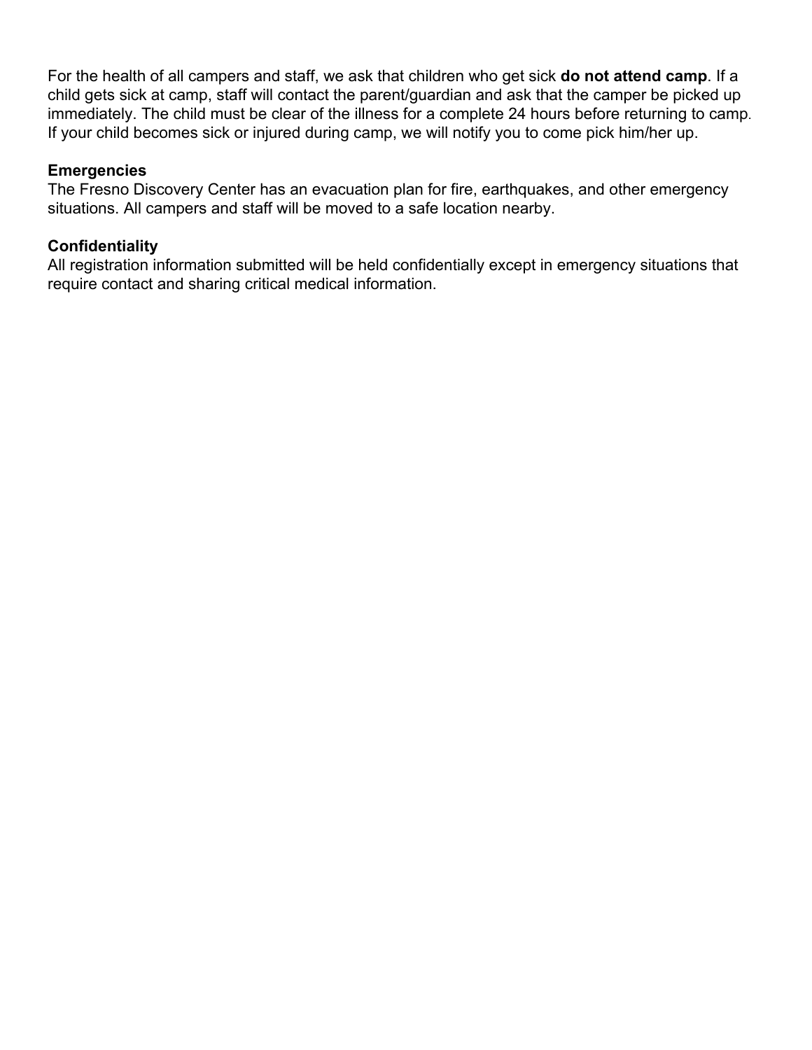For the health of all campers and staff, we ask that children who get sick **do not attend camp**. If a child gets sick at camp, staff will contact the parent/guardian and ask that the camper be picked up immediately. The child must be clear of the illness for a complete 24 hours before returning to camp. If your child becomes sick or injured during camp, we will notify you to come pick him/her up.

**Emergencies**
The Fresno Discovery Center has an evacuation plan for fire, earthquakes, and other emergency situations. All campers and staff will be moved to a safe location nearby.

**Confidentiality**
All registration information submitted will be held confidentially except in emergency situations that require contact and sharing critical medical information.